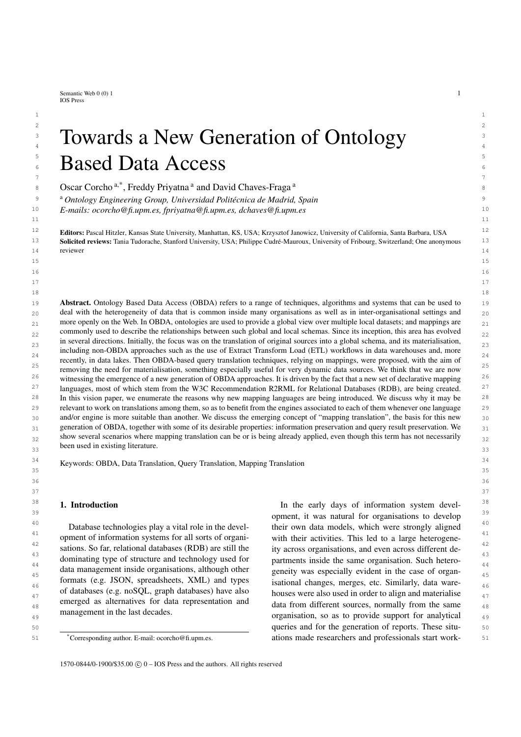# Towards a New Generation of Ontology Based Data Access

Oscar Corcho [a,*], Freddy Priyatna [a] and David Chaves-Fraga [a]

[a] *Ontology Engineering Group, Universidad Politécnica de Madrid, Spain*
*E-mails: ocorcho@fi.upm.es, fpriyatna@fi.upm.es, dchaves@fi.upm.es*

**Editors:** Pascal Hitzler, Kansas State University, Manhattan, KS, USA; Krzysztof Janowicz, University of California, Santa Barbara, USA
**Solicited reviews:** Tania Tudorache, Stanford University, USA; Philippe Cudré-Mauroux, University of Fribourg, Switzerland; One anonymous reviewer

**Abstract.** Ontology Based Data Access (OBDA) refers to a range of techniques, algorithms and systems that can be used to deal with the heterogeneity of data that is common inside many organisations as well as in inter-organisational settings and more openly on the Web. In OBDA, ontologies are used to provide a global view over multiple local datasets; and mappings are commonly used to describe the relationships between such global and local schemas. Since its inception, this area has evolved in several directions. Initially, the focus was on the translation of original sources into a global schema, and its materialisation, including non-OBDA approaches such as the use of Extract Transform Load (ETL) workflows in data warehouses and, more recently, in data lakes. Then OBDA-based query translation techniques, relying on mappings, were proposed, with the aim of removing the need for materialisation, something especially useful for very dynamic data sources. We think that we are now witnessing the emergence of a new generation of OBDA approaches. It is driven by the fact that a new set of declarative mapping languages, most of which stem from the W3C Recommendation R2RML for Relational Databases (RDB), are being created. In this vision paper, we enumerate the reasons why new mapping languages are being introduced. We discuss why it may be relevant to work on translations among them, so as to benefit from the engines associated to each of them whenever one language and/or engine is more suitable than another. We discuss the emerging concept of "mapping translation", the basis for this new generation of OBDA, together with some of its desirable properties: information preservation and query result preservation. We show several scenarios where mapping translation can be or is being already applied, even though this term has not necessarily been used in existing literature.

Keywords: OBDA, Data Translation, Query Translation, Mapping Translation

## 1. Introduction

Database technologies play a vital role in the development of information systems for all sorts of organisations. So far, relational databases (RDB) are still the dominating type of structure and technology used for data management inside organisations, although other formats (e.g. JSON, spreadsheets, XML) and types of databases (e.g. noSQL, graph databases) have also emerged as alternatives for data representation and management in the last decades.

In the early days of information system development, it was natural for organisations to develop their own data models, which were strongly aligned with their activities. This led to a large heterogeneity across organisations, and even across different departments inside the same organisation. Such heterogeneity was especially evident in the case of organisational changes, merges, etc. Similarly, data warehouses were also used in order to align and materialise data from different sources, normally from the same organisation, so as to provide support for analytical queries and for the generation of reports. These situations made researchers and professionals start work-

*Corresponding author. E-mail: ocorcho@fi.upm.es.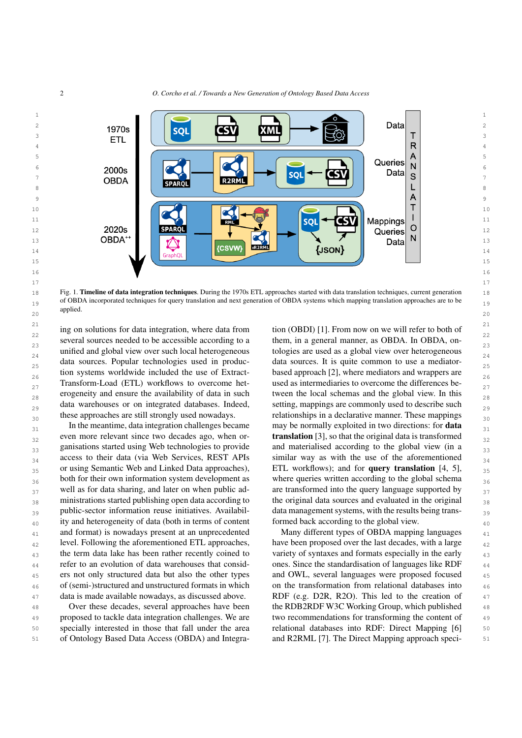1970s
ETL

2000s
OBDA

2020s
OBDA++

SQL CSV XML

SPARQL R2RML SQL CSV

SPARQL GraphQL RML {CSVW} xR2RML SQL CSV {JSON}

Data
Queries
Data
Mappings
Queries
Data

TRANSLATION

Fig. 1. **Timeline of data integration techniques**. During the 1970s ETL approaches started with data translation techniques, current generation of OBDA incorporated techniques for query translation and next generation of OBDA systems which mapping translation approaches are to be applied.

ing on solutions for data integration, where data from several sources needed to be accessible according to a unified and global view over such local heterogeneous data sources. Popular technologies used in production systems worldwide included the use of Extract-Transform-Load (ETL) workflows to overcome heterogeneity and ensure the availability of data in such data warehouses or on integrated databases. Indeed, these approaches are still strongly used nowadays.

In the meantime, data integration challenges became even more relevant since two decades ago, when organisations started using Web technologies to provide access to their data (via Web Services, REST APIs or using Semantic Web and Linked Data approaches), both for their own information system development as well as for data sharing, and later on when public administrations started publishing open data according to public-sector information reuse initiatives. Availability and heterogeneity of data (both in terms of content and format) is nowadays present at an unprecedented level. Following the aforementioned ETL approaches, the term data lake has been rather recently coined to refer to an evolution of data warehouses that considers not only structured data but also the other types of (semi-)structured and unstructured formats in which data is made available nowadays, as discussed above.

Over these decades, several approaches have been proposed to tackle data integration challenges. We are specially interested in those that fall under the area of Ontology Based Data Access (OBDA) and Integration (OBDI) [1]. From now on we will refer to both of them, in a general manner, as OBDA. In OBDA, ontologies are used as a global view over heterogeneous data sources. It is quite common to use a mediator-based approach [2], where mediators and wrappers are used as intermediaries to overcome the differences between the local schemas and the global view. In this setting, mappings are commonly used to describe such relationships in a declarative manner. These mappings may be normally exploited in two directions: for **data translation** [3], so that the original data is transformed and materialised according to the global view (in a similar way as with the use of the aforementioned ETL workflows); and for **query translation** [4, 5], where queries written according to the global schema are transformed into the query language supported by the original data sources and evaluated in the original data management systems, with the results being transformed back according to the global view.

Many different types of OBDA mapping languages have been proposed over the last decades, with a large variety of syntaxes and formats especially in the early ones. Since the standardisation of languages like RDF and OWL, several languages were proposed focused on the transformation from relational databases into RDF (e.g. D2R, R2O). This led to the creation of the RDB2RDF W3C Working Group, which published two recommendations for transforming the content of relational databases into RDF: Direct Mapping [6] and R2RML [7]. The Direct Mapping approach speci-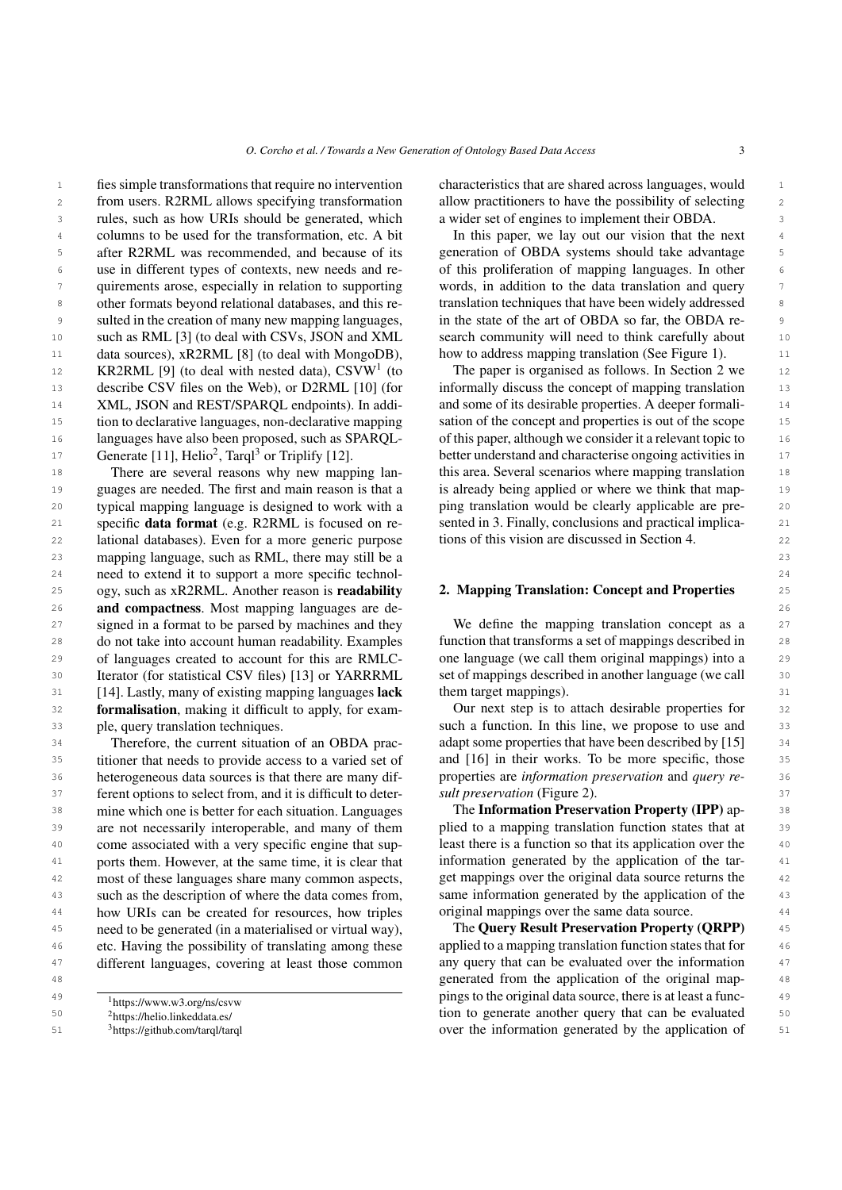fies simple transformations that require no intervention from users. R2RML allows specifying transformation rules, such as how URIs should be generated, which columns to be used for the transformation, etc. A bit after R2RML was recommended, and because of its use in different types of contexts, new needs and requirements arose, especially in relation to supporting other formats beyond relational databases, and this resulted in the creation of many new mapping languages, such as RML [3] (to deal with CSVs, JSON and XML data sources), xR2RML [8] (to deal with MongoDB), KR2RML [9] (to deal with nested data), CSVW[1] (to describe CSV files on the Web), or D2RML [10] (for XML, JSON and REST/SPARQL endpoints). In addition to declarative languages, non-declarative mapping languages have also been proposed, such as SPARQL-Generate [11], Helio[2], Tarql[3] or Triplify [12].

There are several reasons why new mapping languages are needed. The first and main reason is that a typical mapping language is designed to work with a specific **data format** (e.g. R2RML is focused on relational databases). Even for a more generic purpose mapping language, such as RML, there may still be a need to extend it to support a more specific technology, such as xR2RML. Another reason is **readability and compactness**. Most mapping languages are designed in a format to be parsed by machines and they do not take into account human readability. Examples of languages created to account for this are RMLC-Iterator (for statistical CSV files) [13] or YARRRML [14]. Lastly, many of existing mapping languages **lack formalisation**, making it difficult to apply, for example, query translation techniques.

Therefore, the current situation of an OBDA practitioner that needs to provide access to a varied set of heterogeneous data sources is that there are many different options to select from, and it is difficult to determine which one is better for each situation. Languages are not necessarily interoperable, and many of them come associated with a very specific engine that supports them. However, at the same time, it is clear that most of these languages share many common aspects, such as the description of where the data comes from, how URIs can be created for resources, how triples need to be generated (in a materialised or virtual way), etc. Having the possibility of translating among these different languages, covering at least those common characteristics that are shared across languages, would allow practitioners to have the possibility of selecting a wider set of engines to implement their OBDA.

In this paper, we lay out our vision that the next generation of OBDA systems should take advantage of this proliferation of mapping languages. In other words, in addition to the data translation and query translation techniques that have been widely addressed in the state of the art of OBDA so far, the OBDA research community will need to think carefully about how to address mapping translation (See Figure 1).

The paper is organised as follows. In Section 2 we informally discuss the concept of mapping translation and some of its desirable properties. A deeper formalisation of the concept and properties is out of the scope of this paper, although we consider it a relevant topic to better understand and characterise ongoing activities in this area. Several scenarios where mapping translation is already being applied or where we think that mapping translation would be clearly applicable are presented in 3. Finally, conclusions and practical implications of this vision are discussed in Section 4.

## 2. Mapping Translation: Concept and Properties

We define the mapping translation concept as a function that transforms a set of mappings described in one language (we call them original mappings) into a set of mappings described in another language (we call them target mappings).

Our next step is to attach desirable properties for such a function. In this line, we propose to use and adapt some properties that have been described by [15] and [16] in their works. To be more specific, those properties are *information preservation* and *query result preservation* (Figure 2).

The **Information Preservation Property (IPP)** applied to a mapping translation function states that at least there is a function so that its application over the information generated by the application of the target mappings over the original data source returns the same information generated by the application of the original mappings over the same data source.

The **Query Result Preservation Property (QRPP)** applied to a mapping translation function states that for any query that can be evaluated over the information generated from the application of the original mappings to the original data source, there is at least a function to generate another query that can be evaluated over the information generated by the application of

[1] https://www.w3.org/ns/csvw

[2] https://helio.linkeddata.es/

[3] https://github.com/tarql/tarql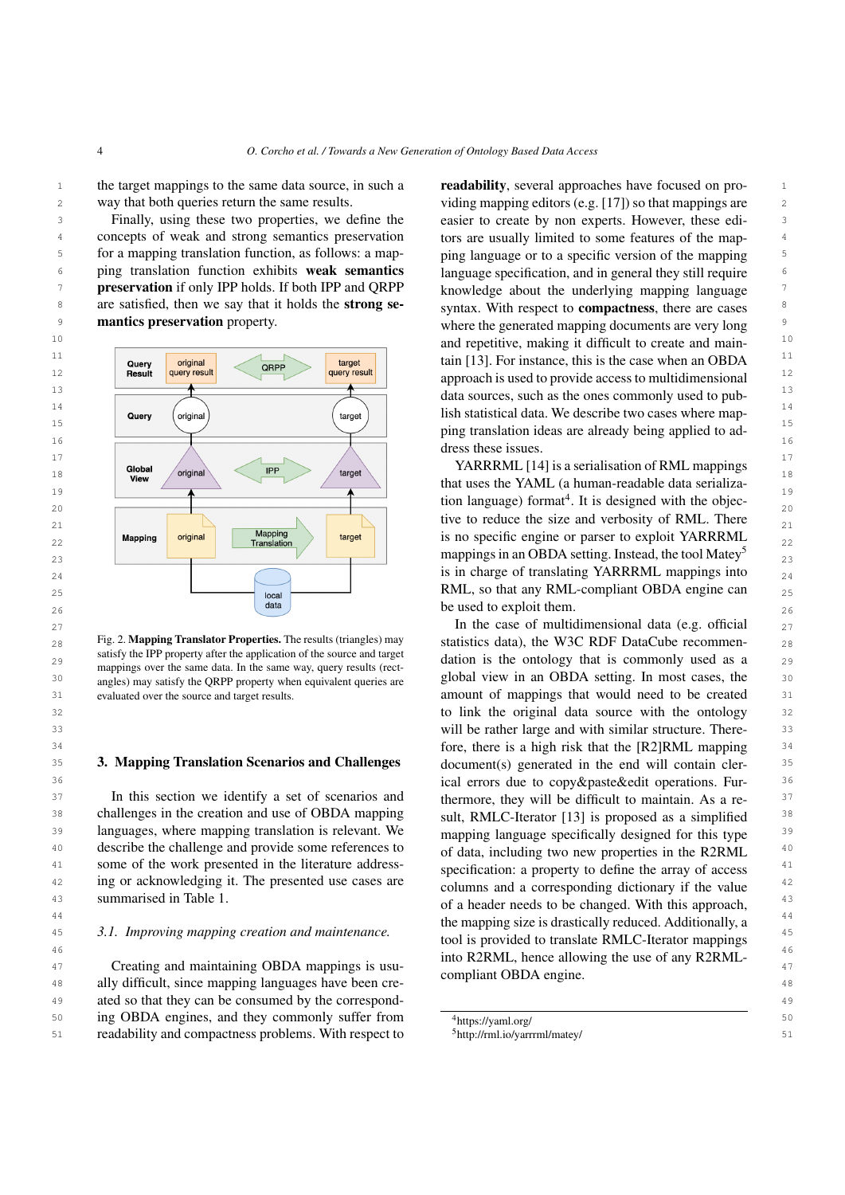the target mappings to the same data source, in such a way that both queries return the same results.

Finally, using these two properties, we define the concepts of weak and strong semantics preservation for a mapping translation function, as follows: a mapping translation function exhibits **weak semantics preservation** if only IPP holds. If both IPP and QRPP are satisfied, then we say that it holds the **strong semantics preservation** property.

Fig. 2. **Mapping Translator Properties.** The results (triangles) may satisfy the IPP property after the application of the source and target mappings over the same data. In the same way, query results (rectangles) may satisfy the QRPP property when equivalent queries are evaluated over the source and target results.

## 3. Mapping Translation Scenarios and Challenges

In this section we identify a set of scenarios and challenges in the creation and use of OBDA mapping languages, where mapping translation is relevant. We describe the challenge and provide some references to some of the work presented in the literature addressing or acknowledging it. The presented use cases are summarised in Table 1.

### 3.1. Improving mapping creation and maintenance.

Creating and maintaining OBDA mappings is usually difficult, since mapping languages have been created so that they can be consumed by the corresponding OBDA engines, and they commonly suffer from readability and compactness problems. With respect to **readability**, several approaches have focused on providing mapping editors (e.g. [17]) so that mappings are easier to create by non experts. However, these editors are usually limited to some features of the mapping language or to a specific version of the mapping language specification, and in general they still require knowledge about the underlying mapping language syntax. With respect to **compactness**, there are cases where the generated mapping documents are very long and repetitive, making it difficult to create and maintain [13]. For instance, this is the case when an OBDA approach is used to provide access to multidimensional data sources, such as the ones commonly used to publish statistical data. We describe two cases where mapping translation ideas are already being applied to address these issues.

YARRRML [14] is a serialisation of RML mappings that uses the YAML (a human-readable data serialization language) format[4]. It is designed with the objective to reduce the size and verbosity of RML. There is no specific engine or parser to exploit YARRRML mappings in an OBDA setting. Instead, the tool Matey[5] is in charge of translating YARRRML mappings into RML, so that any RML-compliant OBDA engine can be used to exploit them.

In the case of multidimensional data (e.g. official statistics data), the W3C RDF DataCube recommendation is the ontology that is commonly used as a global view in an OBDA setting. In most cases, the amount of mappings that would need to be created to link the original data source with the ontology will be rather large and with similar structure. Therefore, there is a high risk that the [R2]RML mapping document(s) generated in the end will contain clerical errors due to copy&paste&edit operations. Furthermore, they will be difficult to maintain. As a result, RMLC-Iterator [13] is proposed as a simplified mapping language specifically designed for this type of data, including two new properties in the R2RML specification: a property to define the array of access columns and a corresponding dictionary if the value of a header needs to be changed. With this approach, the mapping size is drastically reduced. Additionally, a tool is provided to translate RMLC-Iterator mappings into R2RML, hence allowing the use of any R2RML-compliant OBDA engine.

[4]https://yaml.org/
[5]http://rml.io/yarrrml/matey/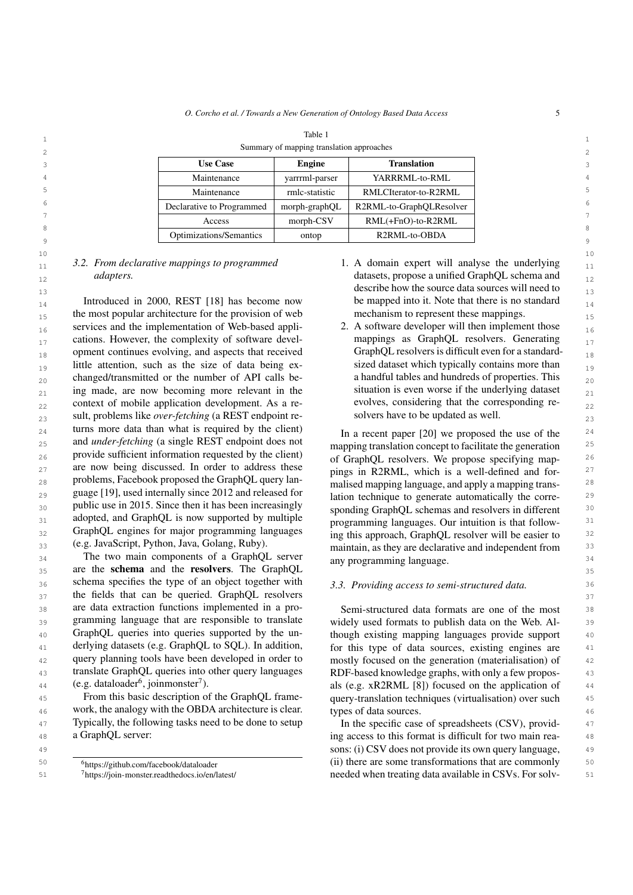Table 1

Summary of mapping translation approaches

| Use Case | Engine | Translation |
| --- | --- | --- |
| Maintenance | yarrrml-parser | YARRRML-to-RML |
| Maintenance | rmlc-statistic | RMLCIterator-to-R2RML |
| Declarative to Programmed | morph-graphQL | R2RML-to-GraphQLResolver |
| Access | morph-CSV | RML(+FnO)-to-R2RML |
| Optimizations/Semantics | ontop | R2RML-to-OBDA |

### 3.2. From declarative mappings to programmed adapters.

Introduced in 2000, REST [18] has become now the most popular architecture for the provision of web services and the implementation of Web-based applications. However, the complexity of software development continues evolving, and aspects that received little attention, such as the size of data being exchanged/transmitted or the number of API calls being made, are now becoming more relevant in the context of mobile application development. As a result, problems like *over-fetching* (a REST endpoint returns more data than what is required by the client) and *under-fetching* (a single REST endpoint does not provide sufficient information requested by the client) are now being discussed. In order to address these problems, Facebook proposed the GraphQL query language [19], used internally since 2012 and released for public use in 2015. Since then it has been increasingly adopted, and GraphQL is now supported by multiple GraphQL engines for major programming languages (e.g. JavaScript, Python, Java, Golang, Ruby).

The two main components of a GraphQL server are the **schema** and the **resolvers**. The GraphQL schema specifies the type of an object together with the fields that can be queried. GraphQL resolvers are data extraction functions implemented in a programming language that are responsible to translate GraphQL queries into queries supported by the underlying datasets (e.g. GraphQL to SQL). In addition, query planning tools have been developed in order to translate GraphQL queries into other query languages (e.g. dataloader[6], joinmonster[7]).

From this basic description of the GraphQL framework, the analogy with the OBDA architecture is clear. Typically, the following tasks need to be done to setup a GraphQL server:

1. A domain expert will analyse the underlying datasets, propose a unified GraphQL schema and describe how the source data sources will need to be mapped into it. Note that there is no standard mechanism to represent these mappings.
2. A software developer will then implement those mappings as GraphQL resolvers. Generating GraphQL resolvers is difficult even for a standard-sized dataset which typically contains more than a handful tables and hundreds of properties. This situation is even worse if the underlying dataset evolves, considering that the corresponding resolvers have to be updated as well.

In a recent paper [20] we proposed the use of the mapping translation concept to facilitate the generation of GraphQL resolvers. We propose specifying mappings in R2RML, which is a well-defined and formalised mapping language, and apply a mapping translation technique to generate automatically the corresponding GraphQL schemas and resolvers in different programming languages. Our intuition is that following this approach, GraphQL resolver will be easier to maintain, as they are declarative and independent from any programming language.

### 3.3. Providing access to semi-structured data.

Semi-structured data formats are one of the most widely used formats to publish data on the Web. Although existing mapping languages provide support for this type of data sources, existing engines are mostly focused on the generation (materialisation) of RDF-based knowledge graphs, with only a few proposals (e.g. xR2RML [8]) focused on the application of query-translation techniques (virtualisation) over such types of data sources.

In the specific case of spreadsheets (CSV), providing access to this format is difficult for two main reasons: (i) CSV does not provide its own query language, (ii) there are some transformations that are commonly needed when treating data available in CSVs. For solv-

[6] https://github.com/facebook/dataloader

[7] https://join-monster.readthedocs.io/en/latest/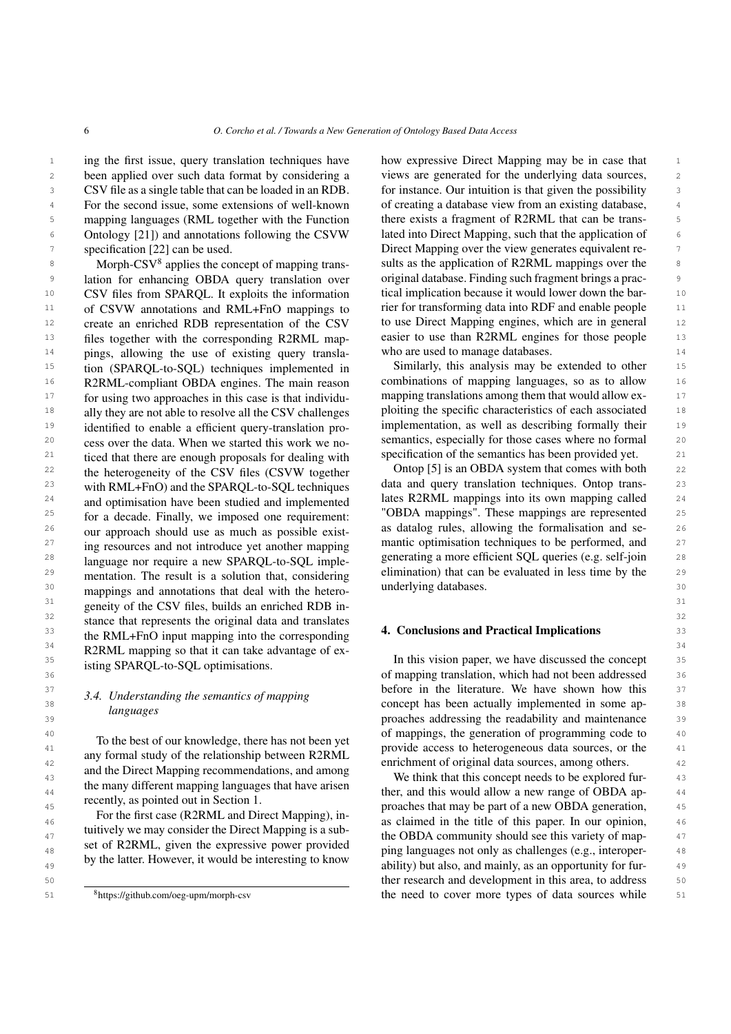ing the first issue, query translation techniques have been applied over such data format by considering a CSV file as a single table that can be loaded in an RDB. For the second issue, some extensions of well-known mapping languages (RML together with the Function Ontology [21]) and annotations following the CSVW specification [22] can be used.

Morph-CSV[8] applies the concept of mapping translation for enhancing OBDA query translation over CSV files from SPARQL. It exploits the information of CSVW annotations and RML+FnO mappings to create an enriched RDB representation of the CSV files together with the corresponding R2RML mappings, allowing the use of existing query translation (SPARQL-to-SQL) techniques implemented in R2RML-compliant OBDA engines. The main reason for using two approaches in this case is that individually they are not able to resolve all the CSV challenges identified to enable a efficient query-translation process over the data. When we started this work we noticed that there are enough proposals for dealing with the heterogeneity of the CSV files (CSVW together with RML+FnO) and the SPARQL-to-SQL techniques and optimisation have been studied and implemented for a decade. Finally, we imposed one requirement: our approach should use as much as possible existing resources and not introduce yet another mapping language nor require a new SPARQL-to-SQL implementation. The result is a solution that, considering mappings and annotations that deal with the heterogeneity of the CSV files, builds an enriched RDB instance that represents the original data and translates the RML+FnO input mapping into the corresponding R2RML mapping so that it can take advantage of existing SPARQL-to-SQL optimisations.

### 3.4. Understanding the semantics of mapping languages

To the best of our knowledge, there has not been yet any formal study of the relationship between R2RML and the Direct Mapping recommendations, and among the many different mapping languages that have arisen recently, as pointed out in Section 1.

For the first case (R2RML and Direct Mapping), intuitively we may consider the Direct Mapping is a subset of R2RML, given the expressive power provided by the latter. However, it would be interesting to know how expressive Direct Mapping may be in case that views are generated for the underlying data sources, for instance. Our intuition is that given the possibility of creating a database view from an existing database, there exists a fragment of R2RML that can be translated into Direct Mapping, such that the application of Direct Mapping over the view generates equivalent results as the application of R2RML mappings over the original database. Finding such fragment brings a practical implication because it would lower down the barrier for transforming data into RDF and enable people to use Direct Mapping engines, which are in general easier to use than R2RML engines for those people who are used to manage databases.

Similarly, this analysis may be extended to other combinations of mapping languages, so as to allow mapping translations among them that would allow exploiting the specific characteristics of each associated implementation, as well as describing formally their semantics, especially for those cases where no formal specification of the semantics has been provided yet.

Ontop [5] is an OBDA system that comes with both data and query translation techniques. Ontop translates R2RML mappings into its own mapping called "OBDA mappings". These mappings are represented as datalog rules, allowing the formalisation and semantic optimisation techniques to be performed, and generating a more efficient SQL queries (e.g. self-join elimination) that can be evaluated in less time by the underlying databases.

## 4. Conclusions and Practical Implications

In this vision paper, we have discussed the concept of mapping translation, which had not been addressed before in the literature. We have shown how this concept has been actually implemented in some approaches addressing the readability and maintenance of mappings, the generation of programming code to provide access to heterogeneous data sources, or the enrichment of original data sources, among others.

We think that this concept needs to be explored further, and this would allow a new range of OBDA approaches that may be part of a new OBDA generation, as claimed in the title of this paper. In our opinion, the OBDA community should see this variety of mapping languages not only as challenges (e.g., interoperability) but also, and mainly, as an opportunity for further research and development in this area, to address the need to cover more types of data sources while

[8] https://github.com/oeg-upm/morph-csv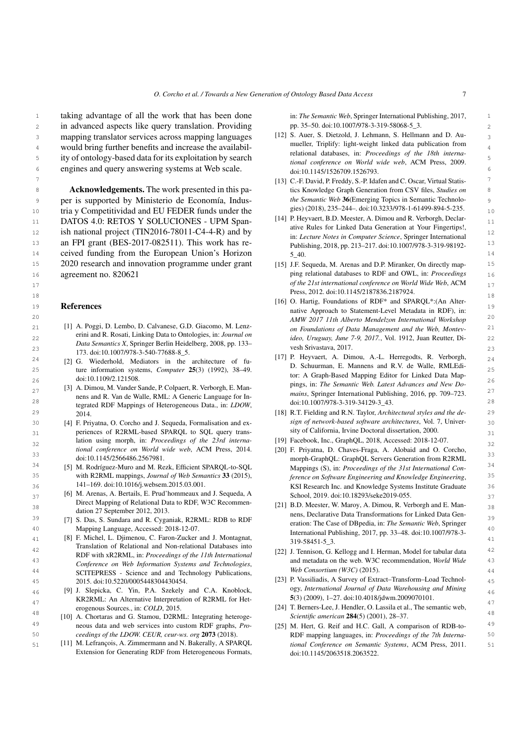taking advantage of all the work that has been done in advanced aspects like query translation. Providing mapping translator services across mapping languages would bring further benefits and increase the availability of ontology-based data for its exploitation by search engines and query answering systems at Web scale.

**Acknowledgements.** The work presented in this paper is supported by Ministerio de Economía, Industria y Competitividad and EU FEDER funds under the DATOS 4.0: RETOS Y SOLUCIONES - UPM Spanish national project (TIN2016-78011-C4-4-R) and by an FPI grant (BES-2017-082511). This work has received funding from the European Union's Horizon 2020 research and innovation programme under grant agreement no. 820621

## References

[1] A. Poggi, D. Lembo, D. Calvanese, G.D. Giacomo, M. Lenzerini and R. Rosati, Linking Data to Ontologies, in: *Journal on Data Semantics X*, Springer Berlin Heidelberg, 2008, pp. 133–173. doi:10.1007/978-3-540-77688-8_5.

[2] G. Wiederhold, Mediators in the architecture of future information systems, *Computer* **25**(3) (1992), 38–49. doi:10.1109/2.121508.

[3] A. Dimou, M. Vander Sande, P. Colpaert, R. Verborgh, E. Mannens and R. Van de Walle, RML: A Generic Language for Integrated RDF Mappings of Heterogeneous Data., in: *LDOW*, 2014.

[4] F. Priyatna, O. Corcho and J. Sequeda, Formalisation and experiences of R2RML-based SPARQL to SQL query translation using morph, in: *Proceedings of the 23rd international conference on World wide web*, ACM Press, 2014. doi:10.1145/2566486.2567981.

[5] M. Rodríguez-Muro and M. Rezk, Efficient SPARQL-to-SQL with R2RML mappings, *Journal of Web Semantics* **33** (2015), 141–169. doi:10.1016/j.websem.2015.03.001.

[6] M. Arenas, A. Bertails, E. Prud'hommeaux and J. Sequeda, A Direct Mapping of Relational Data to RDF, W3C Recommendation 27 September 2012, 2013.

[7] S. Das, S. Sundara and R. Cyganiak, R2RML: RDB to RDF Mapping Language, Accessed: 2018-12-07.

[8] F. Michel, L. Djimenou, C. Faron-Zucker and J. Montagnat, Translation of Relational and Non-relational Databases into RDF with xR2RML, in: *Proceedings of the 11th International Conference on Web Information Systems and Technologies*, SCITEPRESS - Science and and Technology Publications, 2015. doi:10.5220/0005448304430454.

[9] J. Slepicka, C. Yin, P.A. Szekely and C.A. Knoblock, KR2RML: An Alternative Interpretation of R2RML for Heterogeneous Sources., in: *COLD*, 2015.

[10] A. Chortaras and G. Stamou, D2RML: Integrating heterogeneous data and web services into custom RDF graphs, *Proceedings of the LDOW. CEUR, ceur-ws. org* **2073** (2018).

[11] M. Lefrançois, A. Zimmermann and N. Bakerally, A SPARQL Extension for Generating RDF from Heterogeneous Formats, in: *The Semantic Web*, Springer International Publishing, 2017, pp. 35–50. doi:10.1007/978-3-319-58068-5_3.

[12] S. Auer, S. Dietzold, J. Lehmann, S. Hellmann and D. Aumueller, Triplify: light-weight linked data publication from relational databases, in: *Proceedings of the 18th international conference on World wide web*, ACM Press, 2009. doi:10.1145/1526709.1526793.

[13] C.-F. David, P. Freddy, S.-P. Idafen and C. Oscar, Virtual Statistics Knowledge Graph Generation from CSV files, *Studies on the Semantic Web* **36**(Emerging Topics in Semantic Technologies) (2018), 235–244–. doi:10.3233/978-1-61499-894-5-235.

[14] P. Heyvaert, B.D. Meester, A. Dimou and R. Verborgh, Declarative Rules for Linked Data Generation at Your Fingertips!, in: *Lecture Notes in Computer Science*, Springer International Publishing, 2018, pp. 213–217. doi:10.1007/978-3-319-98192-5_40.

[15] J.F. Sequeda, M. Arenas and D.P. Miranker, On directly mapping relational databases to RDF and OWL, in: *Proceedings of the 21st international conference on World Wide Web*, ACM Press, 2012. doi:10.1145/2187836.2187924.

[16] O. Hartig, Foundations of RDF* and SPARQL*:(An Alternative Approach to Statement-Level Metadata in RDF), in: *AMW 2017 11th Alberto Mendelzon International Workshop on Foundations of Data Management and the Web, Montevideo, Uruguay, June 7-9, 2017.*, Vol. 1912, Juan Reutter, Divesh Srivastava, 2017.

[17] P. Heyvaert, A. Dimou, A.-L. Herregodts, R. Verborgh, D. Schuurman, E. Mannens and R.V. de Walle, RMLEditor: A Graph-Based Mapping Editor for Linked Data Mappings, in: *The Semantic Web. Latest Advances and New Domains*, Springer International Publishing, 2016, pp. 709–723. doi:10.1007/978-3-319-34129-3_43.

[18] R.T. Fielding and R.N. Taylor, *Architectural styles and the design of network-based software architectures*, Vol. 7, University of California, Irvine Doctoral dissertation, 2000.

[19] Facebook, Inc., GraphQL, 2018, Accessed: 2018-12-07.

[20] F. Priyatna, D. Chaves-Fraga, A. Alobaid and O. Corcho, morph-GraphQL: GraphQL Servers Generation from R2RML Mappings (S), in: *Proceedings of the 31st International Conference on Software Engineering and Knowledge Engineering*, KSI Research Inc. and Knowledge Systems Institute Graduate School, 2019. doi:10.18293/seke2019-055.

[21] B.D. Meester, W. Maroy, A. Dimou, R. Verborgh and E. Mannens, Declarative Data Transformations for Linked Data Generation: The Case of DBpedia, in: *The Semantic Web*, Springer International Publishing, 2017, pp. 33–48. doi:10.1007/978-3-319-58451-5_3.

[22] J. Tennison, G. Kellogg and I. Herman, Model for tabular data and metadata on the web. W3C recommendation, *World Wide Web Consortium (W3C)* (2015).

[23] P. Vassiliadis, A Survey of Extract–Transform–Load Technology, *International Journal of Data Warehousing and Mining* **5**(3) (2009), 1–27. doi:10.4018/jdwm.2009070101.

[24] T. Berners-Lee, J. Hendler, O. Lassila et al., The semantic web, *Scientific american* **284**(5) (2001), 28–37.

[25] M. Hert, G. Reif and H.C. Gall, A comparison of RDB-to-RDF mapping languages, in: *Proceedings of the 7th International Conference on Semantic Systems*, ACM Press, 2011. doi:10.1145/2063518.2063522.